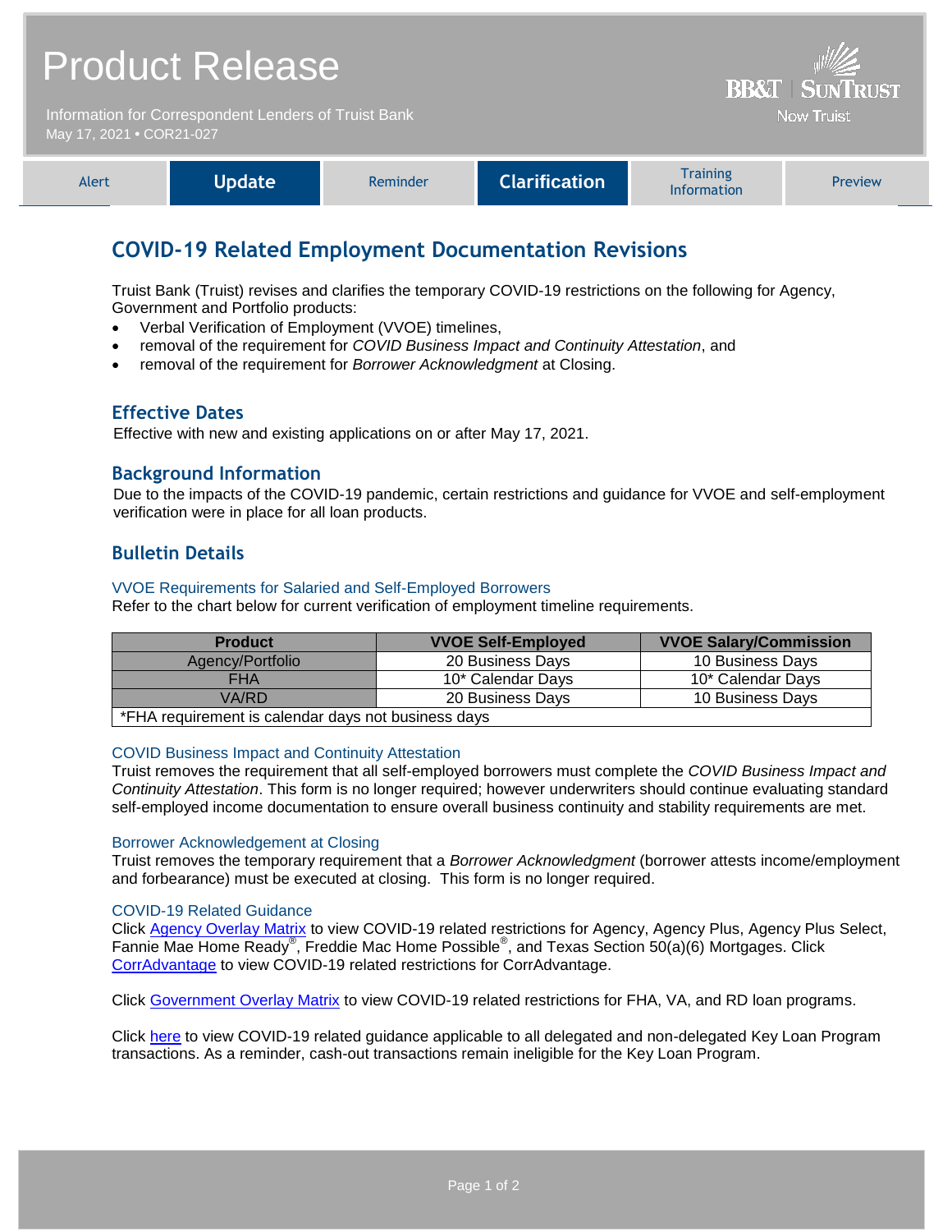# Product Release

Information for Correspondent Lenders of Truist Bank
May 17, 2021 • COR21-027

BB&T | SUNTRUST
Now Truist

| Alert | **Update** | Reminder | **Clarification** | Training Information | Preview |
|---|---|---|---|---|---|

## COVID-19 Related Employment Documentation Revisions

Truist Bank (Truist) revises and clarifies the temporary COVID-19 restrictions on the following for Agency, Government and Portfolio products:

- Verbal Verification of Employment (VVOE) timelines,
- removal of the requirement for *COVID Business Impact and Continuity Attestation*, and
- removal of the requirement for *Borrower Acknowledgment* at Closing.

### Effective Dates

Effective with new and existing applications on or after May 17, 2021.

### Background Information

Due to the impacts of the COVID-19 pandemic, certain restrictions and guidance for VVOE and self-employment verification were in place for all loan products.

### Bulletin Details

#### VVOE Requirements for Salaried and Self-Employed Borrowers

Refer to the chart below for current verification of employment timeline requirements.

| Product | VVOE Self-Employed | VVOE Salary/Commission |
|---|---|---|
| Agency/Portfolio | 20 Business Days | 10 Business Days |
| FHA | 10* Calendar Days | 10* Calendar Days |
| VA/RD | 20 Business Days | 10 Business Days |
| *FHA requirement is calendar days not business days | | |

#### COVID Business Impact and Continuity Attestation

Truist removes the requirement that all self-employed borrowers must complete the *COVID Business Impact and Continuity Attestation*. This form is no longer required; however underwriters should continue evaluating standard self-employed income documentation to ensure overall business continuity and stability requirements are met.

#### Borrower Acknowledgement at Closing

Truist removes the temporary requirement that a *Borrower Acknowledgment* (borrower attests income/employment and forbearance) must be executed at closing. This form is no longer required.

#### COVID-19 Related Guidance

Click Agency Overlay Matrix to view COVID-19 related restrictions for Agency, Agency Plus, Agency Plus Select, Fannie Mae Home Ready®, Freddie Mac Home Possible®, and Texas Section 50(a)(6) Mortgages. Click CorrAdvantage to view COVID-19 related restrictions for CorrAdvantage.

Click Government Overlay Matrix to view COVID-19 related restrictions for FHA, VA, and RD loan programs.

Click here to view COVID-19 related guidance applicable to all delegated and non-delegated Key Loan Program transactions. As a reminder, cash-out transactions remain ineligible for the Key Loan Program.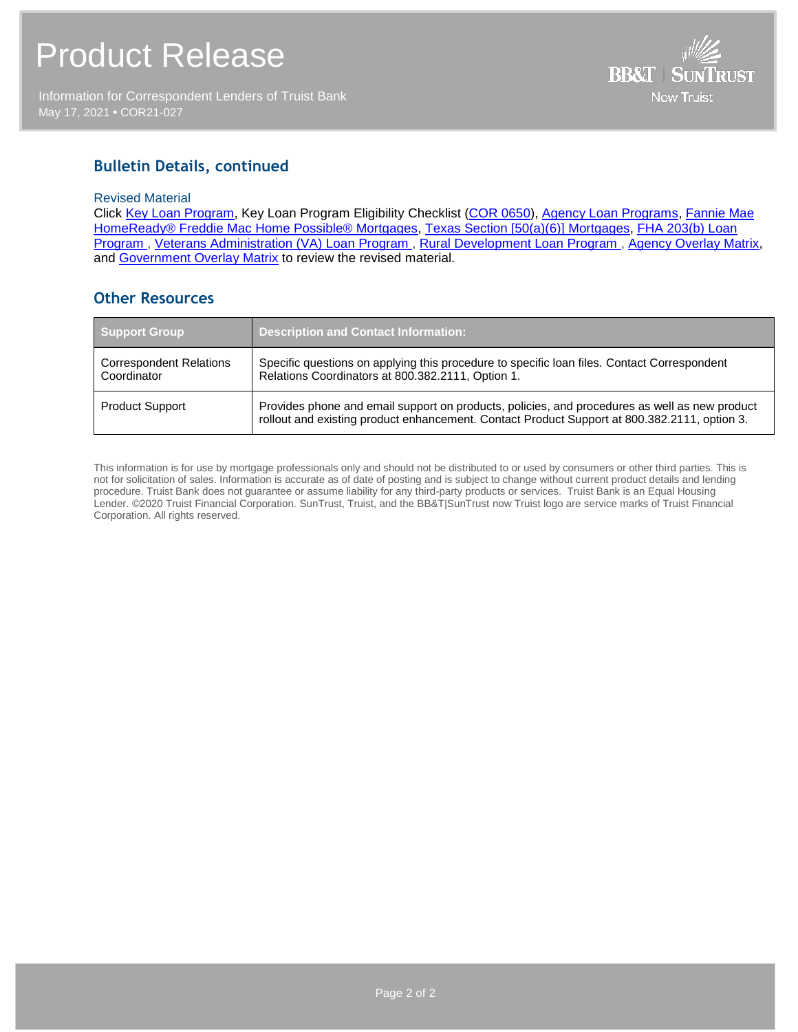# Product Release

Information for Correspondent Lenders of Truist Bank
May 17, 2021 • COR21-027

## Bulletin Details, continued

### Revised Material

Click Key Loan Program, Key Loan Program Eligibility Checklist (COR 0650), Agency Loan Programs, Fannie Mae HomeReady® Freddie Mac Home Possible® Mortgages, Texas Section [50(a)(6)] Mortgages, FHA 203(b) Loan Program , Veterans Administration (VA) Loan Program , Rural Development Loan Program , Agency Overlay Matrix, and Government Overlay Matrix to review the revised material.

## Other Resources

| Support Group | Description and Contact Information: |
|---|---|
| Correspondent Relations Coordinator | Specific questions on applying this procedure to specific loan files. Contact Correspondent Relations Coordinators at 800.382.2111, Option 1. |
| Product Support | Provides phone and email support on products, policies, and procedures as well as new product rollout and existing product enhancement. Contact Product Support at 800.382.2111, option 3. |

This information is for use by mortgage professionals only and should not be distributed to or used by consumers or other third parties. This is not for solicitation of sales. Information is accurate as of date of posting and is subject to change without current product details and lending procedure. Truist Bank does not guarantee or assume liability for any third-party products or services. Truist Bank is an Equal Housing Lender. ©2020 Truist Financial Corporation. SunTrust, Truist, and the BB&T|SunTrust now Truist logo are service marks of Truist Financial Corporation. All rights reserved.